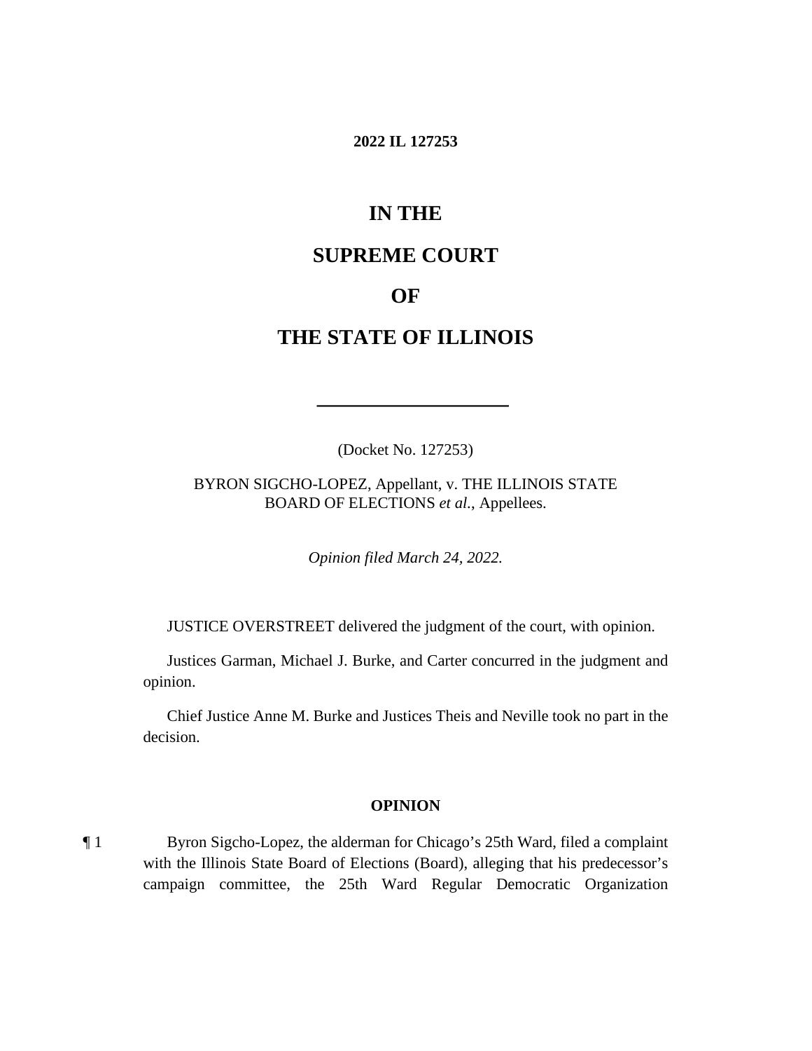**2022 IL 127253**

# IN THE

# SUPREME COURT

# OF

# THE STATE OF ILLINOIS

---

(Docket No. 127253)

BYRON SIGCHO-LOPEZ, Appellant, v. THE ILLINOIS STATE BOARD OF ELECTIONS *et al.*, Appellees.

*Opinion filed March 24, 2022.*

JUSTICE OVERSTREET delivered the judgment of the court, with opinion.

Justices Garman, Michael J. Burke, and Carter concurred in the judgment and opinion.

Chief Justice Anne M. Burke and Justices Theis and Neville took no part in the decision.

## OPINION

¶ 1 Byron Sigcho-Lopez, the alderman for Chicago's 25th Ward, filed a complaint with the Illinois State Board of Elections (Board), alleging that his predecessor's campaign committee, the 25th Ward Regular Democratic Organization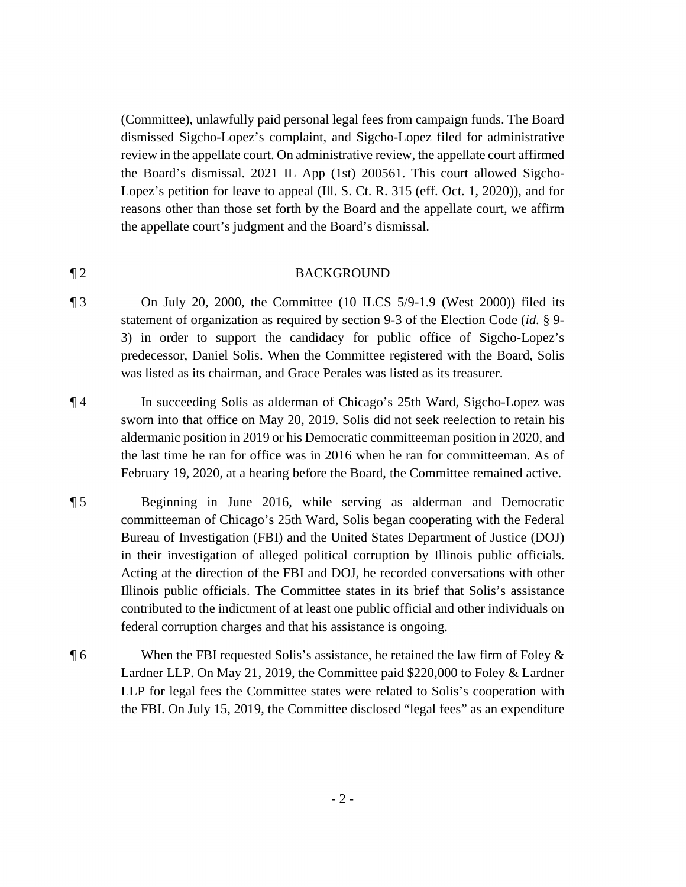(Committee), unlawfully paid personal legal fees from campaign funds. The Board dismissed Sigcho-Lopez's complaint, and Sigcho-Lopez filed for administrative review in the appellate court. On administrative review, the appellate court affirmed the Board's dismissal. 2021 IL App (1st) 200561. This court allowed Sigcho-Lopez's petition for leave to appeal (Ill. S. Ct. R. 315 (eff. Oct. 1, 2020)), and for reasons other than those set forth by the Board and the appellate court, we affirm the appellate court's judgment and the Board's dismissal.

¶ 2 BACKGROUND

¶ 3 On July 20, 2000, the Committee (10 ILCS 5/9-1.9 (West 2000)) filed its statement of organization as required by section 9-3 of the Election Code (*id.* § 9-3) in order to support the candidacy for public office of Sigcho-Lopez's predecessor, Daniel Solis. When the Committee registered with the Board, Solis was listed as its chairman, and Grace Perales was listed as its treasurer.

¶ 4 In succeeding Solis as alderman of Chicago's 25th Ward, Sigcho-Lopez was sworn into that office on May 20, 2019. Solis did not seek reelection to retain his aldermanic position in 2019 or his Democratic committeeman position in 2020, and the last time he ran for office was in 2016 when he ran for committeeman. As of February 19, 2020, at a hearing before the Board, the Committee remained active.

¶ 5 Beginning in June 2016, while serving as alderman and Democratic committeeman of Chicago's 25th Ward, Solis began cooperating with the Federal Bureau of Investigation (FBI) and the United States Department of Justice (DOJ) in their investigation of alleged political corruption by Illinois public officials. Acting at the direction of the FBI and DOJ, he recorded conversations with other Illinois public officials. The Committee states in its brief that Solis's assistance contributed to the indictment of at least one public official and other individuals on federal corruption charges and that his assistance is ongoing.

¶ 6 When the FBI requested Solis's assistance, he retained the law firm of Foley & Lardner LLP. On May 21, 2019, the Committee paid $220,000 to Foley & Lardner LLP for legal fees the Committee states were related to Solis's cooperation with the FBI. On July 15, 2019, the Committee disclosed "legal fees" as an expenditure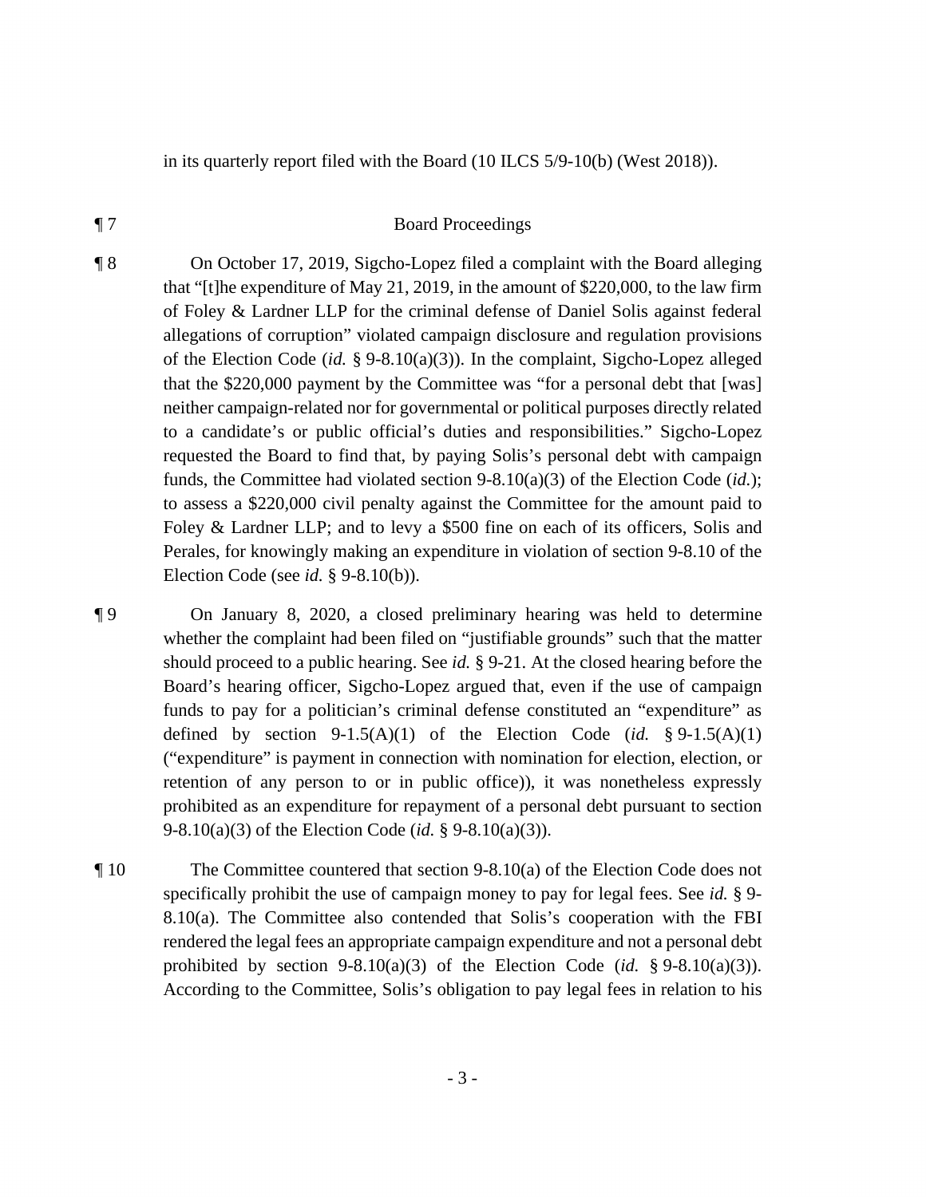in its quarterly report filed with the Board (10 ILCS 5/9-10(b) (West 2018)).

¶ 7 Board Proceedings

¶ 8 On October 17, 2019, Sigcho-Lopez filed a complaint with the Board alleging that "[t]he expenditure of May 21, 2019, in the amount of $220,000, to the law firm of Foley & Lardner LLP for the criminal defense of Daniel Solis against federal allegations of corruption" violated campaign disclosure and regulation provisions of the Election Code (*id.* § 9-8.10(a)(3)). In the complaint, Sigcho-Lopez alleged that the $220,000 payment by the Committee was "for a personal debt that [was] neither campaign-related nor for governmental or political purposes directly related to a candidate's or public official's duties and responsibilities." Sigcho-Lopez requested the Board to find that, by paying Solis's personal debt with campaign funds, the Committee had violated section 9-8.10(a)(3) of the Election Code (*id.*); to assess a $220,000 civil penalty against the Committee for the amount paid to Foley & Lardner LLP; and to levy a $500 fine on each of its officers, Solis and Perales, for knowingly making an expenditure in violation of section 9-8.10 of the Election Code (see *id.* § 9-8.10(b)).

¶ 9 On January 8, 2020, a closed preliminary hearing was held to determine whether the complaint had been filed on "justifiable grounds" such that the matter should proceed to a public hearing. See *id.* § 9-21. At the closed hearing before the Board's hearing officer, Sigcho-Lopez argued that, even if the use of campaign funds to pay for a politician's criminal defense constituted an "expenditure" as defined by section 9-1.5(A)(1) of the Election Code (*id.* § 9-1.5(A)(1) ("expenditure" is payment in connection with nomination for election, election, or retention of any person to or in public office)), it was nonetheless expressly prohibited as an expenditure for repayment of a personal debt pursuant to section 9-8.10(a)(3) of the Election Code (*id.* § 9-8.10(a)(3)).

¶ 10 The Committee countered that section 9-8.10(a) of the Election Code does not specifically prohibit the use of campaign money to pay for legal fees. See *id.* § 9-8.10(a). The Committee also contended that Solis's cooperation with the FBI rendered the legal fees an appropriate campaign expenditure and not a personal debt prohibited by section 9-8.10(a)(3) of the Election Code (*id.* § 9-8.10(a)(3)). According to the Committee, Solis's obligation to pay legal fees in relation to his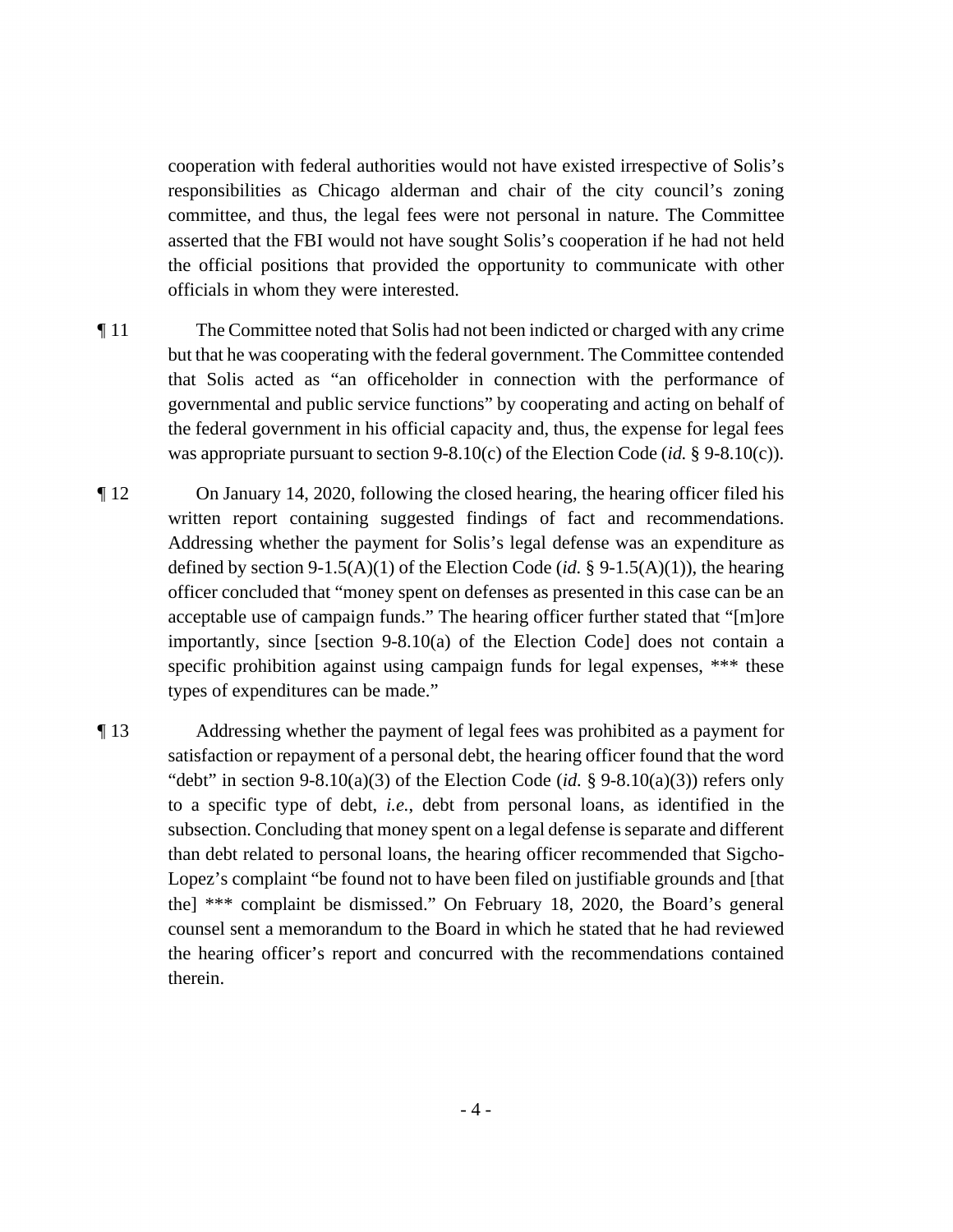cooperation with federal authorities would not have existed irrespective of Solis's responsibilities as Chicago alderman and chair of the city council's zoning committee, and thus, the legal fees were not personal in nature. The Committee asserted that the FBI would not have sought Solis's cooperation if he had not held the official positions that provided the opportunity to communicate with other officials in whom they were interested.

¶ 11 The Committee noted that Solis had not been indicted or charged with any crime but that he was cooperating with the federal government. The Committee contended that Solis acted as "an officeholder in connection with the performance of governmental and public service functions" by cooperating and acting on behalf of the federal government in his official capacity and, thus, the expense for legal fees was appropriate pursuant to section 9-8.10(c) of the Election Code (*id.* § 9-8.10(c)).

¶ 12 On January 14, 2020, following the closed hearing, the hearing officer filed his written report containing suggested findings of fact and recommendations. Addressing whether the payment for Solis's legal defense was an expenditure as defined by section 9-1.5(A)(1) of the Election Code (*id.* § 9-1.5(A)(1)), the hearing officer concluded that "money spent on defenses as presented in this case can be an acceptable use of campaign funds." The hearing officer further stated that "[m]ore importantly, since [section 9-8.10(a) of the Election Code] does not contain a specific prohibition against using campaign funds for legal expenses, *** these types of expenditures can be made."

¶ 13 Addressing whether the payment of legal fees was prohibited as a payment for satisfaction or repayment of a personal debt, the hearing officer found that the word "debt" in section 9-8.10(a)(3) of the Election Code (*id.* § 9-8.10(a)(3)) refers only to a specific type of debt, *i.e.*, debt from personal loans, as identified in the subsection. Concluding that money spent on a legal defense is separate and different than debt related to personal loans, the hearing officer recommended that Sigcho-Lopez's complaint "be found not to have been filed on justifiable grounds and [that the] *** complaint be dismissed." On February 18, 2020, the Board's general counsel sent a memorandum to the Board in which he stated that he had reviewed the hearing officer's report and concurred with the recommendations contained therein.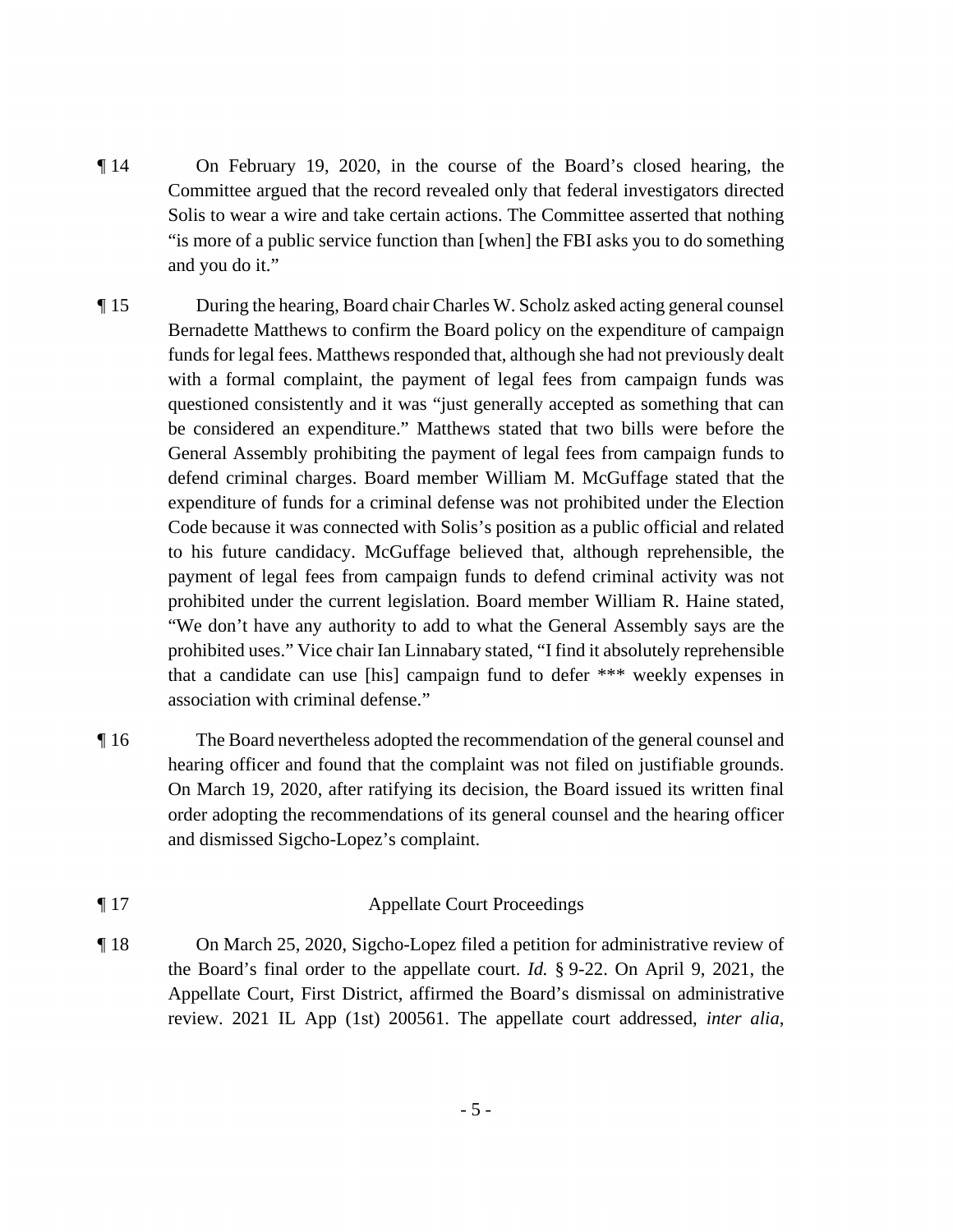¶ 14 On February 19, 2020, in the course of the Board's closed hearing, the Committee argued that the record revealed only that federal investigators directed Solis to wear a wire and take certain actions. The Committee asserted that nothing "is more of a public service function than [when] the FBI asks you to do something and you do it."

¶ 15 During the hearing, Board chair Charles W. Scholz asked acting general counsel Bernadette Matthews to confirm the Board policy on the expenditure of campaign funds for legal fees. Matthews responded that, although she had not previously dealt with a formal complaint, the payment of legal fees from campaign funds was questioned consistently and it was "just generally accepted as something that can be considered an expenditure." Matthews stated that two bills were before the General Assembly prohibiting the payment of legal fees from campaign funds to defend criminal charges. Board member William M. McGuffage stated that the expenditure of funds for a criminal defense was not prohibited under the Election Code because it was connected with Solis's position as a public official and related to his future candidacy. McGuffage believed that, although reprehensible, the payment of legal fees from campaign funds to defend criminal activity was not prohibited under the current legislation. Board member William R. Haine stated, "We don't have any authority to add to what the General Assembly says are the prohibited uses." Vice chair Ian Linnabary stated, "I find it absolutely reprehensible that a candidate can use [his] campaign fund to defer *** weekly expenses in association with criminal defense."

¶ 16 The Board nevertheless adopted the recommendation of the general counsel and hearing officer and found that the complaint was not filed on justifiable grounds. On March 19, 2020, after ratifying its decision, the Board issued its written final order adopting the recommendations of its general counsel and the hearing officer and dismissed Sigcho-Lopez's complaint.

¶ 17 Appellate Court Proceedings

¶ 18 On March 25, 2020, Sigcho-Lopez filed a petition for administrative review of the Board's final order to the appellate court. *Id.* § 9-22. On April 9, 2021, the Appellate Court, First District, affirmed the Board's dismissal on administrative review. 2021 IL App (1st) 200561. The appellate court addressed, *inter alia*,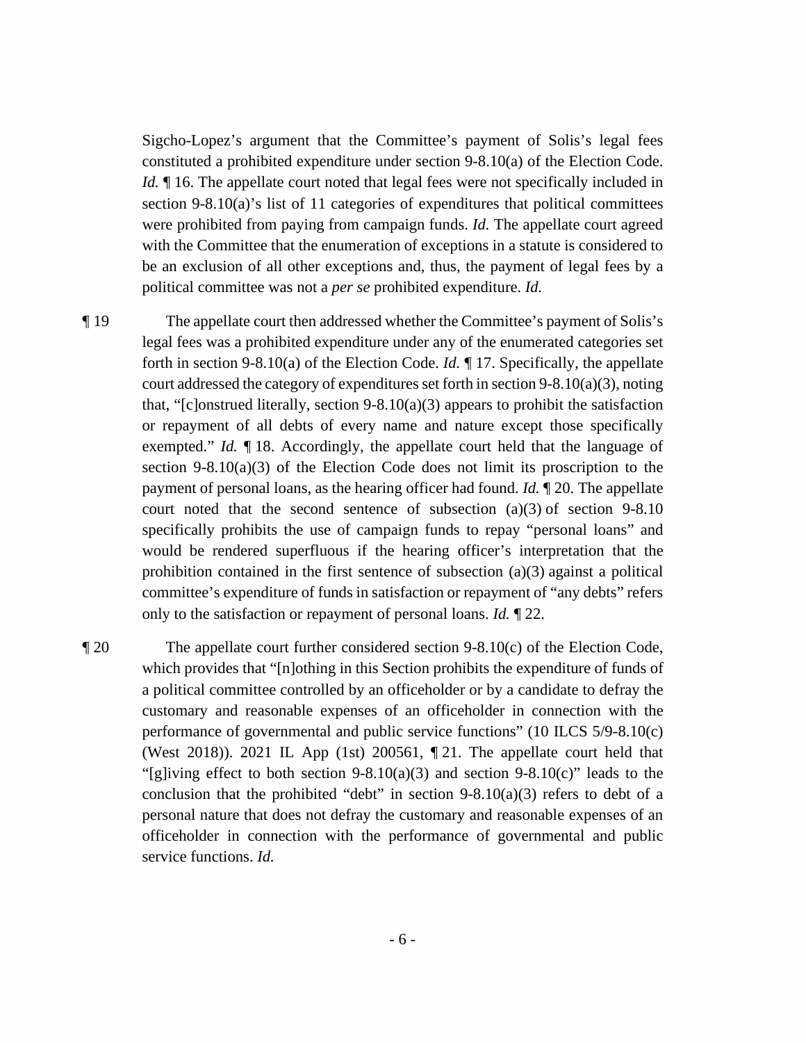Sigcho-Lopez's argument that the Committee's payment of Solis's legal fees constituted a prohibited expenditure under section 9-8.10(a) of the Election Code. *Id.* ¶ 16. The appellate court noted that legal fees were not specifically included in section 9-8.10(a)'s list of 11 categories of expenditures that political committees were prohibited from paying from campaign funds. *Id.* The appellate court agreed with the Committee that the enumeration of exceptions in a statute is considered to be an exclusion of all other exceptions and, thus, the payment of legal fees by a political committee was not a *per se* prohibited expenditure. *Id.*

¶ 19 The appellate court then addressed whether the Committee's payment of Solis's legal fees was a prohibited expenditure under any of the enumerated categories set forth in section 9-8.10(a) of the Election Code. *Id.* ¶ 17. Specifically, the appellate court addressed the category of expenditures set forth in section 9-8.10(a)(3), noting that, "[c]onstrued literally, section 9-8.10(a)(3) appears to prohibit the satisfaction or repayment of all debts of every name and nature except those specifically exempted." *Id.* ¶ 18. Accordingly, the appellate court held that the language of section 9-8.10(a)(3) of the Election Code does not limit its proscription to the payment of personal loans, as the hearing officer had found. *Id.* ¶ 20. The appellate court noted that the second sentence of subsection (a)(3) of section 9-8.10 specifically prohibits the use of campaign funds to repay "personal loans" and would be rendered superfluous if the hearing officer's interpretation that the prohibition contained in the first sentence of subsection (a)(3) against a political committee's expenditure of funds in satisfaction or repayment of "any debts" refers only to the satisfaction or repayment of personal loans. *Id.* ¶ 22.

¶ 20 The appellate court further considered section 9-8.10(c) of the Election Code, which provides that "[n]othing in this Section prohibits the expenditure of funds of a political committee controlled by an officeholder or by a candidate to defray the customary and reasonable expenses of an officeholder in connection with the performance of governmental and public service functions" (10 ILCS 5/9-8.10(c) (West 2018)). 2021 IL App (1st) 200561, ¶ 21. The appellate court held that "[g]iving effect to both section 9-8.10(a)(3) and section 9-8.10(c)" leads to the conclusion that the prohibited "debt" in section 9-8.10(a)(3) refers to debt of a personal nature that does not defray the customary and reasonable expenses of an officeholder in connection with the performance of governmental and public service functions. *Id.*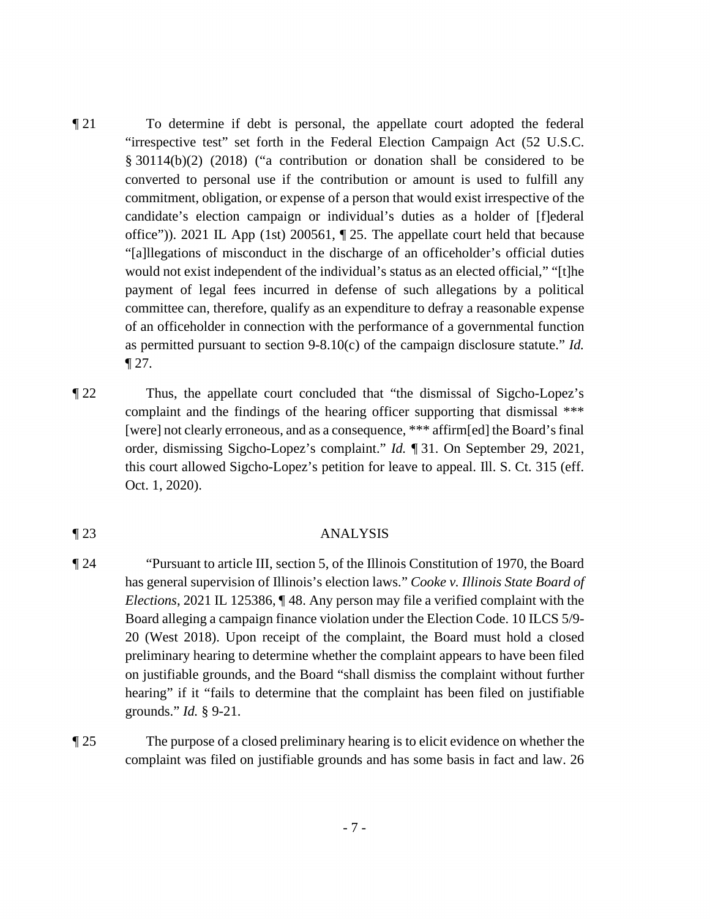¶ 21 To determine if debt is personal, the appellate court adopted the federal "irrespective test" set forth in the Federal Election Campaign Act (52 U.S.C. § 30114(b)(2) (2018) ("a contribution or donation shall be considered to be converted to personal use if the contribution or amount is used to fulfill any commitment, obligation, or expense of a person that would exist irrespective of the candidate's election campaign or individual's duties as a holder of [f]ederal office")). 2021 IL App (1st) 200561, ¶ 25. The appellate court held that because "[a]llegations of misconduct in the discharge of an officeholder's official duties would not exist independent of the individual's status as an elected official," "[t]he payment of legal fees incurred in defense of such allegations by a political committee can, therefore, qualify as an expenditure to defray a reasonable expense of an officeholder in connection with the performance of a governmental function as permitted pursuant to section 9-8.10(c) of the campaign disclosure statute." *Id.* ¶ 27.

¶ 22 Thus, the appellate court concluded that "the dismissal of Sigcho-Lopez's complaint and the findings of the hearing officer supporting that dismissal *** [were] not clearly erroneous, and as a consequence, *** affirm[ed] the Board's final order, dismissing Sigcho-Lopez's complaint." *Id.* ¶ 31. On September 29, 2021, this court allowed Sigcho-Lopez's petition for leave to appeal. Ill. S. Ct. 315 (eff. Oct. 1, 2020).

## ¶ 23 ANALYSIS

¶ 24 "Pursuant to article III, section 5, of the Illinois Constitution of 1970, the Board has general supervision of Illinois's election laws." *Cooke v. Illinois State Board of Elections*, 2021 IL 125386, ¶ 48. Any person may file a verified complaint with the Board alleging a campaign finance violation under the Election Code. 10 ILCS 5/9-20 (West 2018). Upon receipt of the complaint, the Board must hold a closed preliminary hearing to determine whether the complaint appears to have been filed on justifiable grounds, and the Board "shall dismiss the complaint without further hearing" if it "fails to determine that the complaint has been filed on justifiable grounds." *Id.* § 9-21.

¶ 25 The purpose of a closed preliminary hearing is to elicit evidence on whether the complaint was filed on justifiable grounds and has some basis in fact and law. 26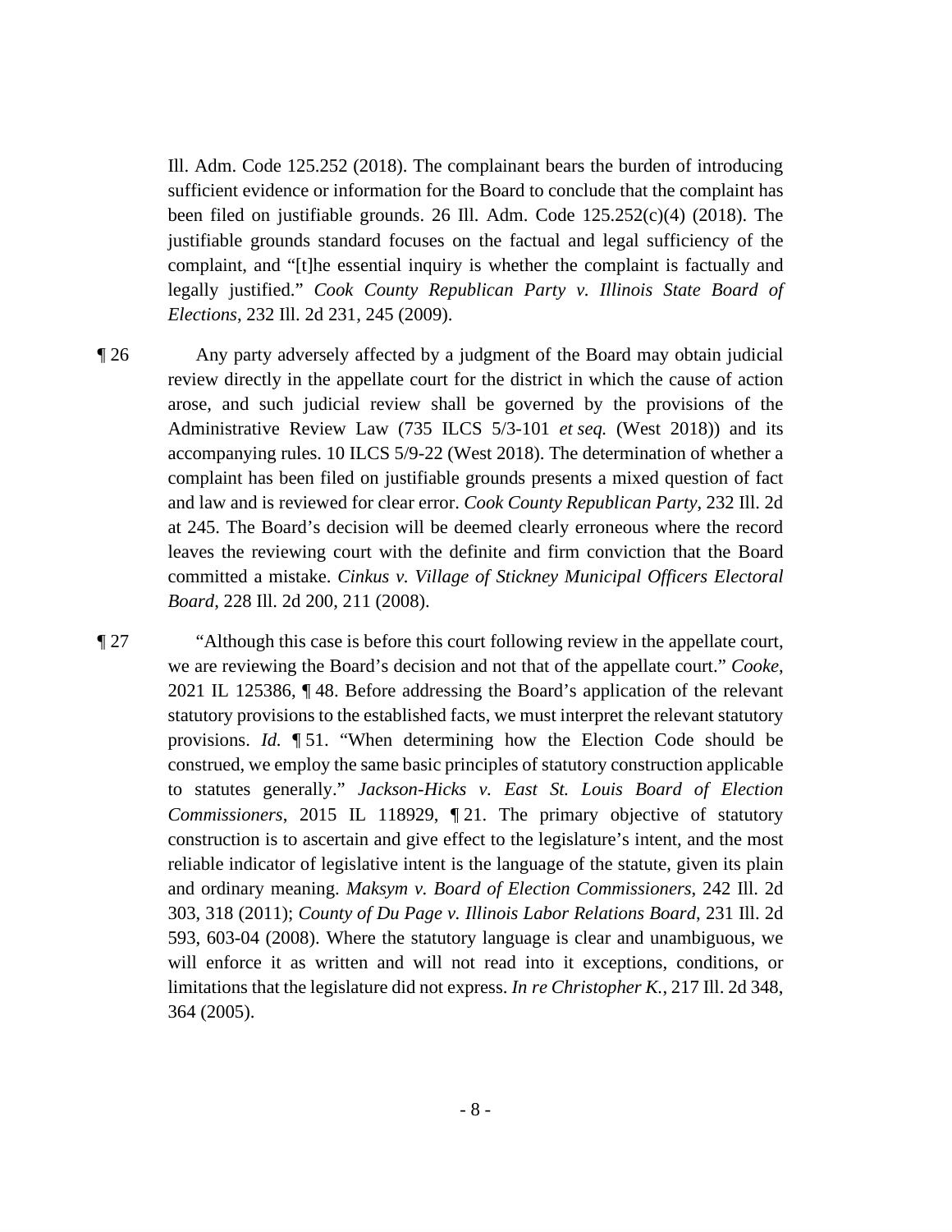Ill. Adm. Code 125.252 (2018). The complainant bears the burden of introducing sufficient evidence or information for the Board to conclude that the complaint has been filed on justifiable grounds. 26 Ill. Adm. Code 125.252(c)(4) (2018). The justifiable grounds standard focuses on the factual and legal sufficiency of the complaint, and "[t]he essential inquiry is whether the complaint is factually and legally justified." *Cook County Republican Party v. Illinois State Board of Elections*, 232 Ill. 2d 231, 245 (2009).

¶ 26 Any party adversely affected by a judgment of the Board may obtain judicial review directly in the appellate court for the district in which the cause of action arose, and such judicial review shall be governed by the provisions of the Administrative Review Law (735 ILCS 5/3-101 *et seq.* (West 2018)) and its accompanying rules. 10 ILCS 5/9-22 (West 2018). The determination of whether a complaint has been filed on justifiable grounds presents a mixed question of fact and law and is reviewed for clear error. *Cook County Republican Party*, 232 Ill. 2d at 245. The Board's decision will be deemed clearly erroneous where the record leaves the reviewing court with the definite and firm conviction that the Board committed a mistake. *Cinkus v. Village of Stickney Municipal Officers Electoral Board*, 228 Ill. 2d 200, 211 (2008).

¶ 27 "Although this case is before this court following review in the appellate court, we are reviewing the Board's decision and not that of the appellate court." *Cooke*, 2021 IL 125386, ¶ 48. Before addressing the Board's application of the relevant statutory provisions to the established facts, we must interpret the relevant statutory provisions. *Id.* ¶ 51. "When determining how the Election Code should be construed, we employ the same basic principles of statutory construction applicable to statutes generally." *Jackson-Hicks v. East St. Louis Board of Election Commissioners*, 2015 IL 118929, ¶ 21. The primary objective of statutory construction is to ascertain and give effect to the legislature's intent, and the most reliable indicator of legislative intent is the language of the statute, given its plain and ordinary meaning. *Maksym v. Board of Election Commissioners*, 242 Ill. 2d 303, 318 (2011); *County of Du Page v. Illinois Labor Relations Board*, 231 Ill. 2d 593, 603-04 (2008). Where the statutory language is clear and unambiguous, we will enforce it as written and will not read into it exceptions, conditions, or limitations that the legislature did not express. *In re Christopher K.*, 217 Ill. 2d 348, 364 (2005).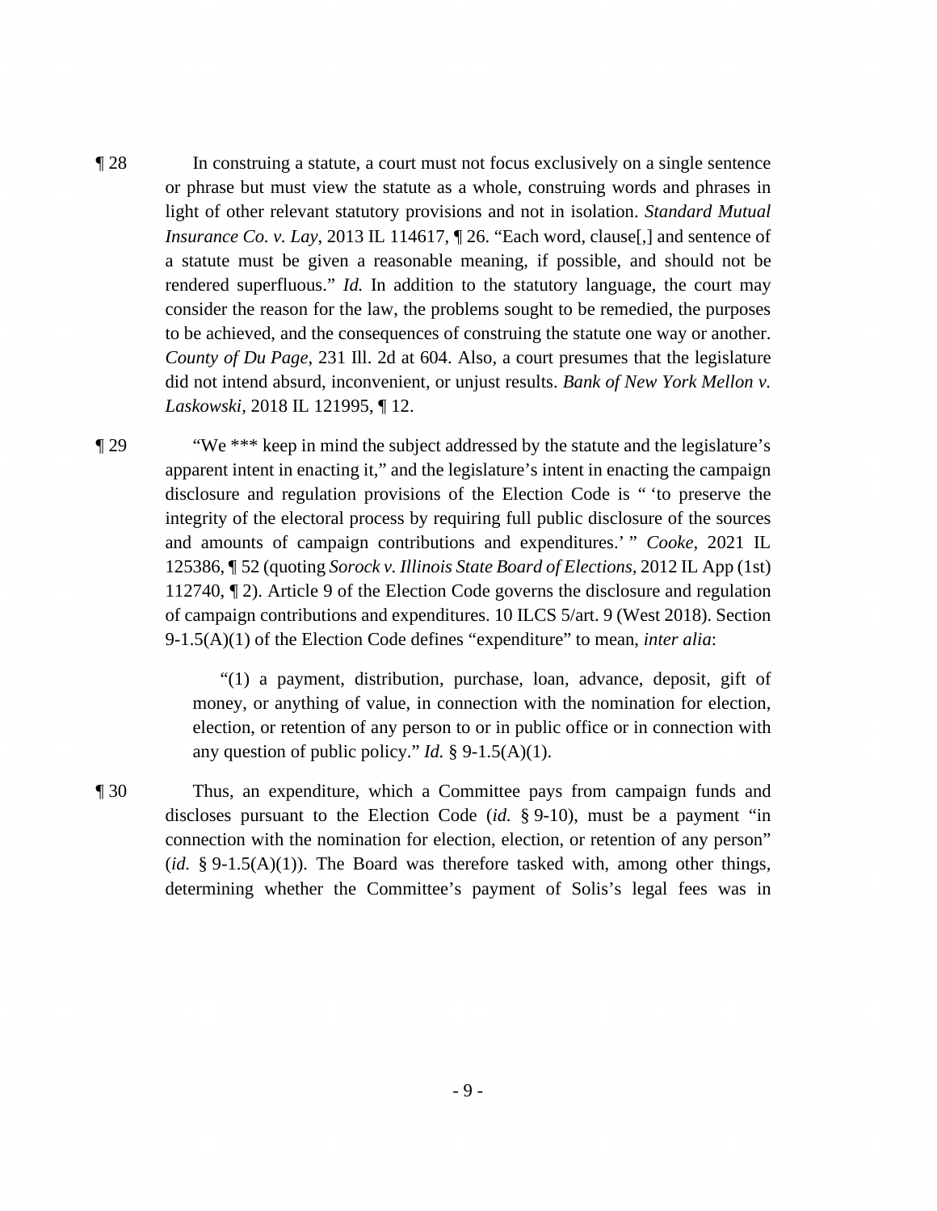¶ 28 In construing a statute, a court must not focus exclusively on a single sentence or phrase but must view the statute as a whole, construing words and phrases in light of other relevant statutory provisions and not in isolation. *Standard Mutual Insurance Co. v. Lay*, 2013 IL 114617, ¶ 26. "Each word, clause[,] and sentence of a statute must be given a reasonable meaning, if possible, and should not be rendered superfluous." *Id.* In addition to the statutory language, the court may consider the reason for the law, the problems sought to be remedied, the purposes to be achieved, and the consequences of construing the statute one way or another. *County of Du Page*, 231 Ill. 2d at 604. Also, a court presumes that the legislature did not intend absurd, inconvenient, or unjust results. *Bank of New York Mellon v. Laskowski*, 2018 IL 121995, ¶ 12.

¶ 29 "We *** keep in mind the subject addressed by the statute and the legislature's apparent intent in enacting it," and the legislature's intent in enacting the campaign disclosure and regulation provisions of the Election Code is " 'to preserve the integrity of the electoral process by requiring full public disclosure of the sources and amounts of campaign contributions and expenditures.' " *Cooke*, 2021 IL 125386, ¶ 52 (quoting *Sorock v. Illinois State Board of Elections*, 2012 IL App (1st) 112740, ¶ 2). Article 9 of the Election Code governs the disclosure and regulation of campaign contributions and expenditures. 10 ILCS 5/art. 9 (West 2018). Section 9-1.5(A)(1) of the Election Code defines "expenditure" to mean, *inter alia*:

> "(1) a payment, distribution, purchase, loan, advance, deposit, gift of money, or anything of value, in connection with the nomination for election, election, or retention of any person to or in public office or in connection with any question of public policy." *Id.* § 9-1.5(A)(1).

¶ 30 Thus, an expenditure, which a Committee pays from campaign funds and discloses pursuant to the Election Code (*id.* § 9-10), must be a payment "in connection with the nomination for election, election, or retention of any person" (*id.* § 9-1.5(A)(1)). The Board was therefore tasked with, among other things, determining whether the Committee's payment of Solis's legal fees was in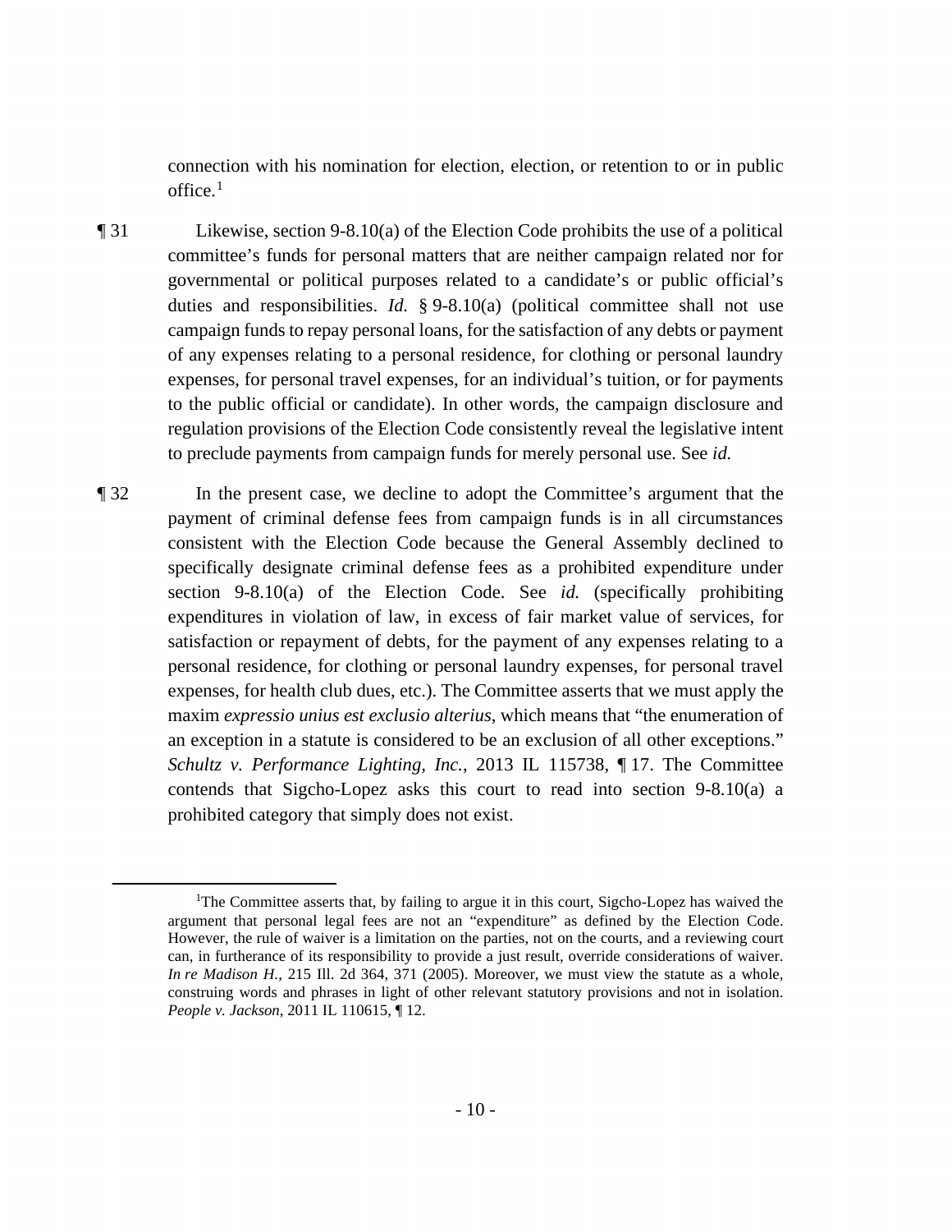connection with his nomination for election, election, or retention to or in public office.[1]

¶ 31 Likewise, section 9-8.10(a) of the Election Code prohibits the use of a political committee's funds for personal matters that are neither campaign related nor for governmental or political purposes related to a candidate's or public official's duties and responsibilities. *Id.* § 9-8.10(a) (political committee shall not use campaign funds to repay personal loans, for the satisfaction of any debts or payment of any expenses relating to a personal residence, for clothing or personal laundry expenses, for personal travel expenses, for an individual's tuition, or for payments to the public official or candidate). In other words, the campaign disclosure and regulation provisions of the Election Code consistently reveal the legislative intent to preclude payments from campaign funds for merely personal use. See *id.*

¶ 32 In the present case, we decline to adopt the Committee's argument that the payment of criminal defense fees from campaign funds is in all circumstances consistent with the Election Code because the General Assembly declined to specifically designate criminal defense fees as a prohibited expenditure under section 9-8.10(a) of the Election Code. See *id.* (specifically prohibiting expenditures in violation of law, in excess of fair market value of services, for satisfaction or repayment of debts, for the payment of any expenses relating to a personal residence, for clothing or personal laundry expenses, for personal travel expenses, for health club dues, etc.). The Committee asserts that we must apply the maxim *expressio unius est exclusio alterius*, which means that "the enumeration of an exception in a statute is considered to be an exclusion of all other exceptions." *Schultz v. Performance Lighting, Inc.*, 2013 IL 115738, ¶ 17. The Committee contends that Sigcho-Lopez asks this court to read into section 9-8.10(a) a prohibited category that simply does not exist.

---

[1]The Committee asserts that, by failing to argue it in this court, Sigcho-Lopez has waived the argument that personal legal fees are not an "expenditure" as defined by the Election Code. However, the rule of waiver is a limitation on the parties, not on the courts, and a reviewing court can, in furtherance of its responsibility to provide a just result, override considerations of waiver. *In re Madison H.*, 215 Ill. 2d 364, 371 (2005). Moreover, we must view the statute as a whole, construing words and phrases in light of other relevant statutory provisions and not in isolation. *People v. Jackson*, 2011 IL 110615, ¶ 12.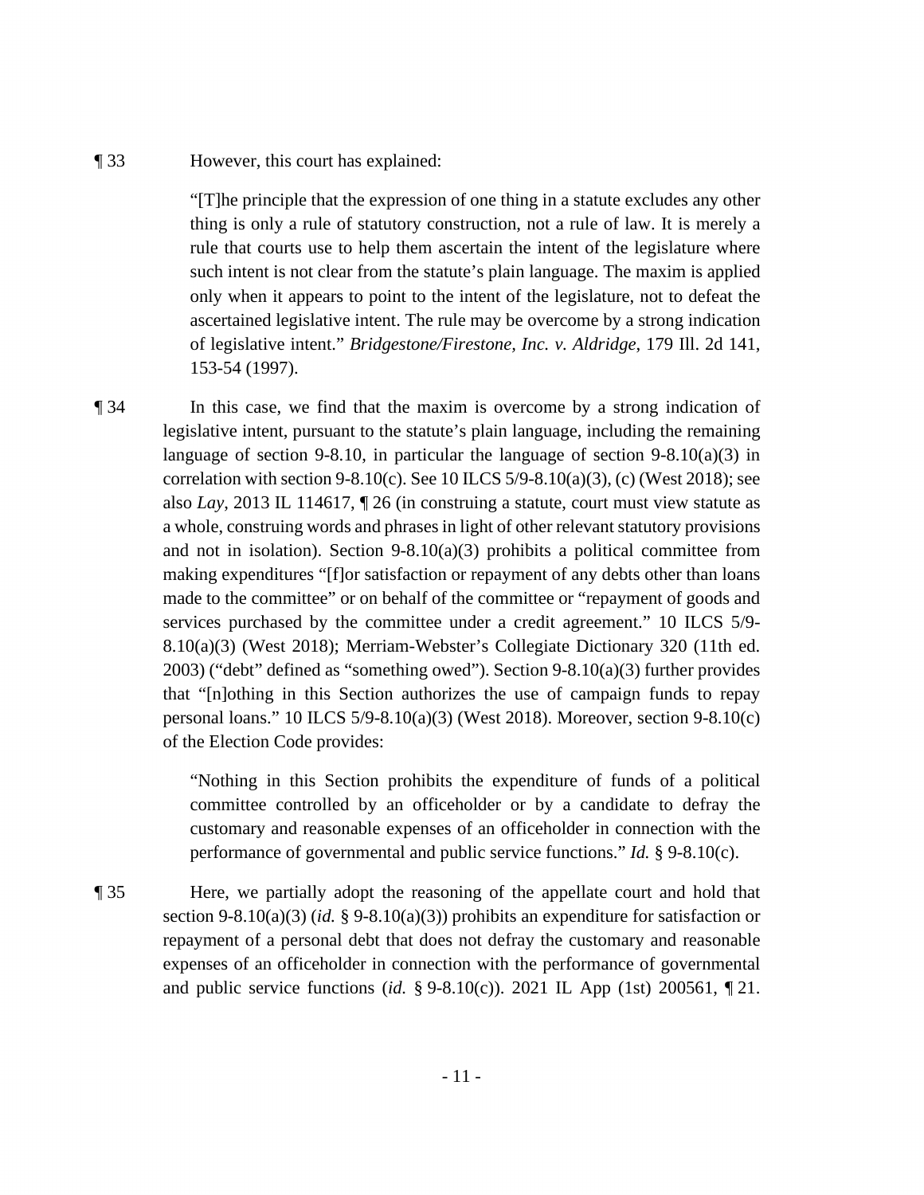¶ 33 However, this court has explained:

> "[T]he principle that the expression of one thing in a statute excludes any other thing is only a rule of statutory construction, not a rule of law. It is merely a rule that courts use to help them ascertain the intent of the legislature where such intent is not clear from the statute's plain language. The maxim is applied only when it appears to point to the intent of the legislature, not to defeat the ascertained legislative intent. The rule may be overcome by a strong indication of legislative intent." *Bridgestone/Firestone, Inc. v. Aldridge*, 179 Ill. 2d 141, 153-54 (1997).

¶ 34 In this case, we find that the maxim is overcome by a strong indication of legislative intent, pursuant to the statute's plain language, including the remaining language of section 9-8.10, in particular the language of section 9-8.10(a)(3) in correlation with section 9-8.10(c). See 10 ILCS 5/9-8.10(a)(3), (c) (West 2018); see also *Lay*, 2013 IL 114617, ¶ 26 (in construing a statute, court must view statute as a whole, construing words and phrases in light of other relevant statutory provisions and not in isolation). Section 9-8.10(a)(3) prohibits a political committee from making expenditures "[f]or satisfaction or repayment of any debts other than loans made to the committee" or on behalf of the committee or "repayment of goods and services purchased by the committee under a credit agreement." 10 ILCS 5/9-8.10(a)(3) (West 2018); Merriam-Webster's Collegiate Dictionary 320 (11th ed. 2003) ("debt" defined as "something owed"). Section 9-8.10(a)(3) further provides that "[n]othing in this Section authorizes the use of campaign funds to repay personal loans." 10 ILCS 5/9-8.10(a)(3) (West 2018). Moreover, section 9-8.10(c) of the Election Code provides:

> "Nothing in this Section prohibits the expenditure of funds of a political committee controlled by an officeholder or by a candidate to defray the customary and reasonable expenses of an officeholder in connection with the performance of governmental and public service functions." *Id.* § 9-8.10(c).

¶ 35 Here, we partially adopt the reasoning of the appellate court and hold that section 9-8.10(a)(3) (*id.* § 9-8.10(a)(3)) prohibits an expenditure for satisfaction or repayment of a personal debt that does not defray the customary and reasonable expenses of an officeholder in connection with the performance of governmental and public service functions (*id.* § 9-8.10(c)). 2021 IL App (1st) 200561, ¶ 21.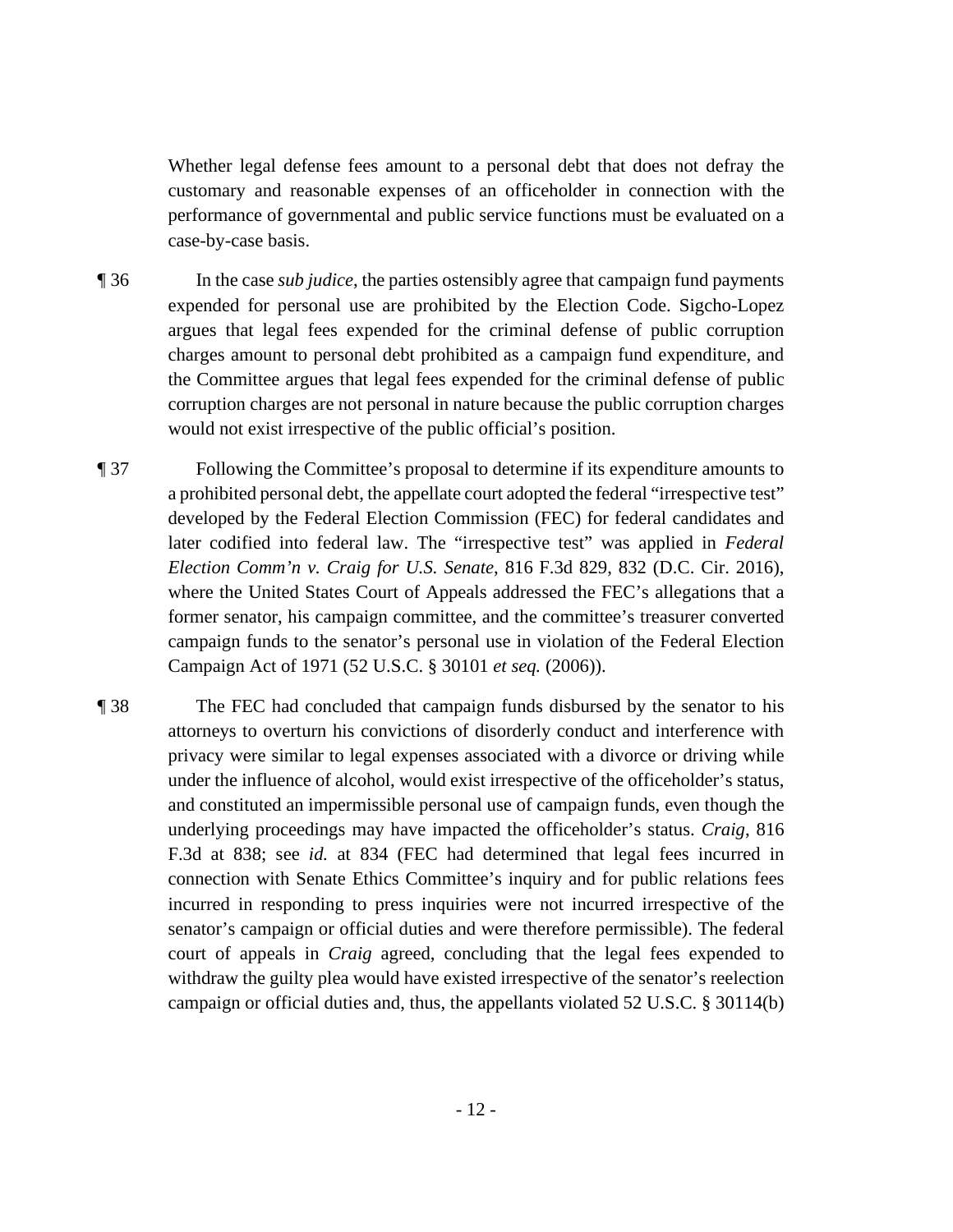Whether legal defense fees amount to a personal debt that does not defray the customary and reasonable expenses of an officeholder in connection with the performance of governmental and public service functions must be evaluated on a case-by-case basis.

¶ 36 In the case *sub judice*, the parties ostensibly agree that campaign fund payments expended for personal use are prohibited by the Election Code. Sigcho-Lopez argues that legal fees expended for the criminal defense of public corruption charges amount to personal debt prohibited as a campaign fund expenditure, and the Committee argues that legal fees expended for the criminal defense of public corruption charges are not personal in nature because the public corruption charges would not exist irrespective of the public official's position.

¶ 37 Following the Committee's proposal to determine if its expenditure amounts to a prohibited personal debt, the appellate court adopted the federal "irrespective test" developed by the Federal Election Commission (FEC) for federal candidates and later codified into federal law. The "irrespective test" was applied in *Federal Election Comm'n v. Craig for U.S. Senate*, 816 F.3d 829, 832 (D.C. Cir. 2016), where the United States Court of Appeals addressed the FEC's allegations that a former senator, his campaign committee, and the committee's treasurer converted campaign funds to the senator's personal use in violation of the Federal Election Campaign Act of 1971 (52 U.S.C. § 30101 *et seq.* (2006)).

¶ 38 The FEC had concluded that campaign funds disbursed by the senator to his attorneys to overturn his convictions of disorderly conduct and interference with privacy were similar to legal expenses associated with a divorce or driving while under the influence of alcohol, would exist irrespective of the officeholder's status, and constituted an impermissible personal use of campaign funds, even though the underlying proceedings may have impacted the officeholder's status. *Craig*, 816 F.3d at 838; see *id.* at 834 (FEC had determined that legal fees incurred in connection with Senate Ethics Committee's inquiry and for public relations fees incurred in responding to press inquiries were not incurred irrespective of the senator's campaign or official duties and were therefore permissible). The federal court of appeals in *Craig* agreed, concluding that the legal fees expended to withdraw the guilty plea would have existed irrespective of the senator's reelection campaign or official duties and, thus, the appellants violated 52 U.S.C. § 30114(b)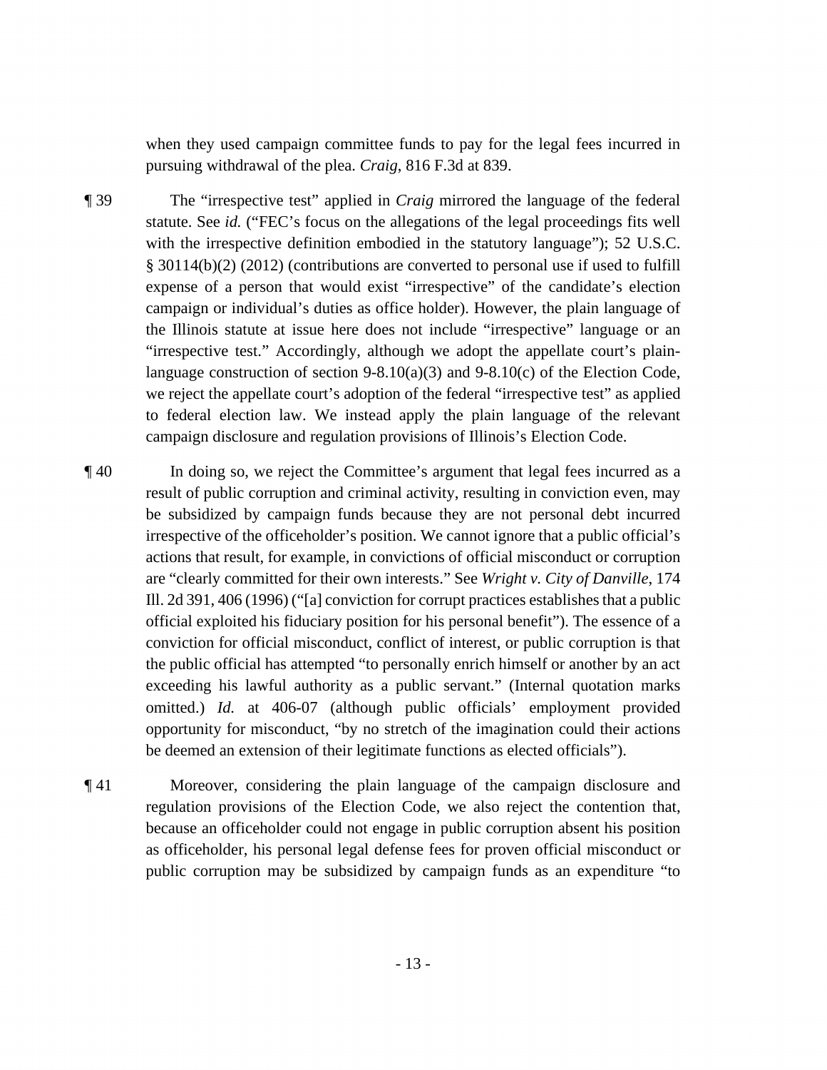when they used campaign committee funds to pay for the legal fees incurred in pursuing withdrawal of the plea. *Craig*, 816 F.3d at 839.

¶ 39 The "irrespective test" applied in *Craig* mirrored the language of the federal statute. See *id.* ("FEC's focus on the allegations of the legal proceedings fits well with the irrespective definition embodied in the statutory language"); 52 U.S.C. § 30114(b)(2) (2012) (contributions are converted to personal use if used to fulfill expense of a person that would exist "irrespective" of the candidate's election campaign or individual's duties as office holder). However, the plain language of the Illinois statute at issue here does not include "irrespective" language or an "irrespective test." Accordingly, although we adopt the appellate court's plain-language construction of section 9-8.10(a)(3) and 9-8.10(c) of the Election Code, we reject the appellate court's adoption of the federal "irrespective test" as applied to federal election law. We instead apply the plain language of the relevant campaign disclosure and regulation provisions of Illinois's Election Code.

¶ 40 In doing so, we reject the Committee's argument that legal fees incurred as a result of public corruption and criminal activity, resulting in conviction even, may be subsidized by campaign funds because they are not personal debt incurred irrespective of the officeholder's position. We cannot ignore that a public official's actions that result, for example, in convictions of official misconduct or corruption are "clearly committed for their own interests." See *Wright v. City of Danville*, 174 Ill. 2d 391, 406 (1996) ("[a] conviction for corrupt practices establishes that a public official exploited his fiduciary position for his personal benefit"). The essence of a conviction for official misconduct, conflict of interest, or public corruption is that the public official has attempted "to personally enrich himself or another by an act exceeding his lawful authority as a public servant." (Internal quotation marks omitted.) *Id.* at 406-07 (although public officials' employment provided opportunity for misconduct, "by no stretch of the imagination could their actions be deemed an extension of their legitimate functions as elected officials").

¶ 41 Moreover, considering the plain language of the campaign disclosure and regulation provisions of the Election Code, we also reject the contention that, because an officeholder could not engage in public corruption absent his position as officeholder, his personal legal defense fees for proven official misconduct or public corruption may be subsidized by campaign funds as an expenditure "to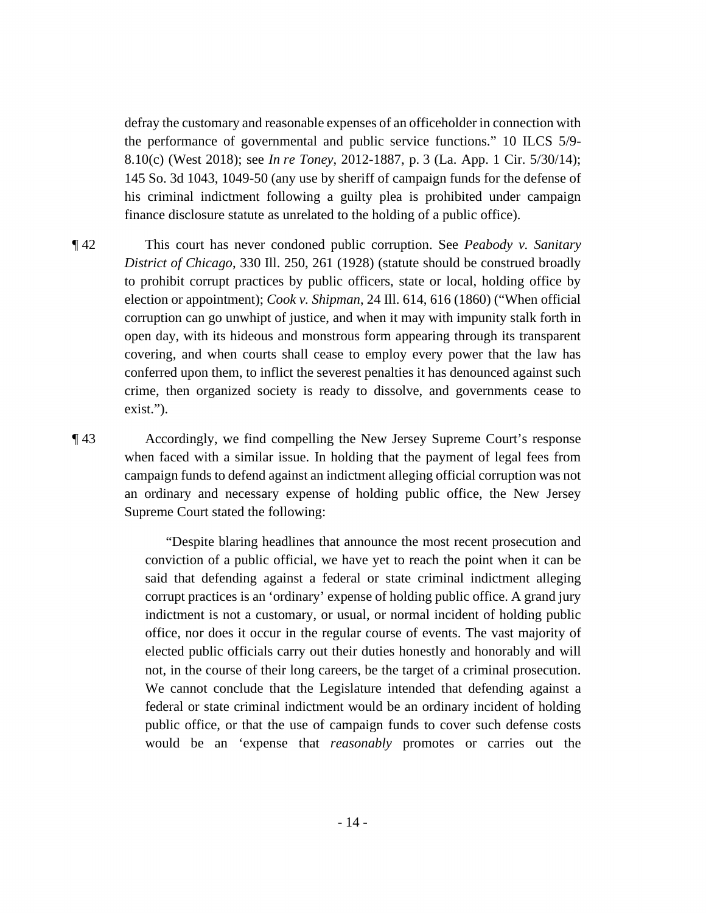defray the customary and reasonable expenses of an officeholder in connection with the performance of governmental and public service functions." 10 ILCS 5/9-8.10(c) (West 2018); see *In re Toney*, 2012-1887, p. 3 (La. App. 1 Cir. 5/30/14); 145 So. 3d 1043, 1049-50 (any use by sheriff of campaign funds for the defense of his criminal indictment following a guilty plea is prohibited under campaign finance disclosure statute as unrelated to the holding of a public office).

¶ 42 This court has never condoned public corruption. See *Peabody v. Sanitary District of Chicago*, 330 Ill. 250, 261 (1928) (statute should be construed broadly to prohibit corrupt practices by public officers, state or local, holding office by election or appointment); *Cook v. Shipman*, 24 Ill. 614, 616 (1860) ("When official corruption can go unwhipt of justice, and when it may with impunity stalk forth in open day, with its hideous and monstrous form appearing through its transparent covering, and when courts shall cease to employ every power that the law has conferred upon them, to inflict the severest penalties it has denounced against such crime, then organized society is ready to dissolve, and governments cease to exist.").

¶ 43 Accordingly, we find compelling the New Jersey Supreme Court's response when faced with a similar issue. In holding that the payment of legal fees from campaign funds to defend against an indictment alleging official corruption was not an ordinary and necessary expense of holding public office, the New Jersey Supreme Court stated the following:

> "Despite blaring headlines that announce the most recent prosecution and conviction of a public official, we have yet to reach the point when it can be said that defending against a federal or state criminal indictment alleging corrupt practices is an 'ordinary' expense of holding public office. A grand jury indictment is not a customary, or usual, or normal incident of holding public office, nor does it occur in the regular course of events. The vast majority of elected public officials carry out their duties honestly and honorably and will not, in the course of their long careers, be the target of a criminal prosecution. We cannot conclude that the Legislature intended that defending against a federal or state criminal indictment would be an ordinary incident of holding public office, or that the use of campaign funds to cover such defense costs would be an 'expense that *reasonably* promotes or carries out the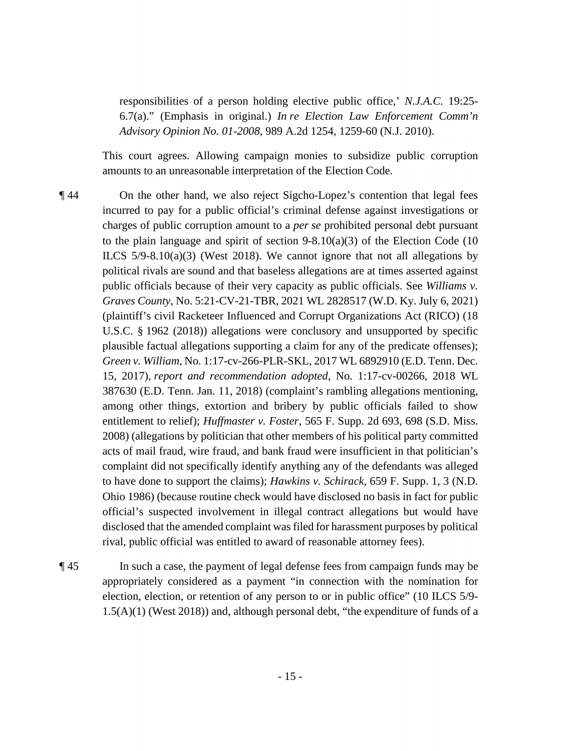responsibilities of a person holding elective public office,' *N.J.A.C.* 19:25-6.7(a)." (Emphasis in original.) *In re Election Law Enforcement Comm'n Advisory Opinion No. 01-2008*, 989 A.2d 1254, 1259-60 (N.J. 2010).

This court agrees. Allowing campaign monies to subsidize public corruption amounts to an unreasonable interpretation of the Election Code.

¶ 44 On the other hand, we also reject Sigcho-Lopez's contention that legal fees incurred to pay for a public official's criminal defense against investigations or charges of public corruption amount to a *per se* prohibited personal debt pursuant to the plain language and spirit of section 9-8.10(a)(3) of the Election Code (10 ILCS 5/9-8.10(a)(3) (West 2018). We cannot ignore that not all allegations by political rivals are sound and that baseless allegations are at times asserted against public officials because of their very capacity as public officials. See *Williams v. Graves County*, No. 5:21-CV-21-TBR, 2021 WL 2828517 (W.D. Ky. July 6, 2021) (plaintiff's civil Racketeer Influenced and Corrupt Organizations Act (RICO) (18 U.S.C. § 1962 (2018)) allegations were conclusory and unsupported by specific plausible factual allegations supporting a claim for any of the predicate offenses); *Green v. William*, No. 1:17-cv-266-PLR-SKL, 2017 WL 6892910 (E.D. Tenn. Dec. 15, 2017), *report and recommendation adopted*, No. 1:17-cv-00266, 2018 WL 387630 (E.D. Tenn. Jan. 11, 2018) (complaint's rambling allegations mentioning, among other things, extortion and bribery by public officials failed to show entitlement to relief); *Huffmaster v. Foster*, 565 F. Supp. 2d 693, 698 (S.D. Miss. 2008) (allegations by politician that other members of his political party committed acts of mail fraud, wire fraud, and bank fraud were insufficient in that politician's complaint did not specifically identify anything any of the defendants was alleged to have done to support the claims); *Hawkins v. Schirack*, 659 F. Supp. 1, 3 (N.D. Ohio 1986) (because routine check would have disclosed no basis in fact for public official's suspected involvement in illegal contract allegations but would have disclosed that the amended complaint was filed for harassment purposes by political rival, public official was entitled to award of reasonable attorney fees).

¶ 45 In such a case, the payment of legal defense fees from campaign funds may be appropriately considered as a payment "in connection with the nomination for election, election, or retention of any person to or in public office" (10 ILCS 5/9-1.5(A)(1) (West 2018)) and, although personal debt, "the expenditure of funds of a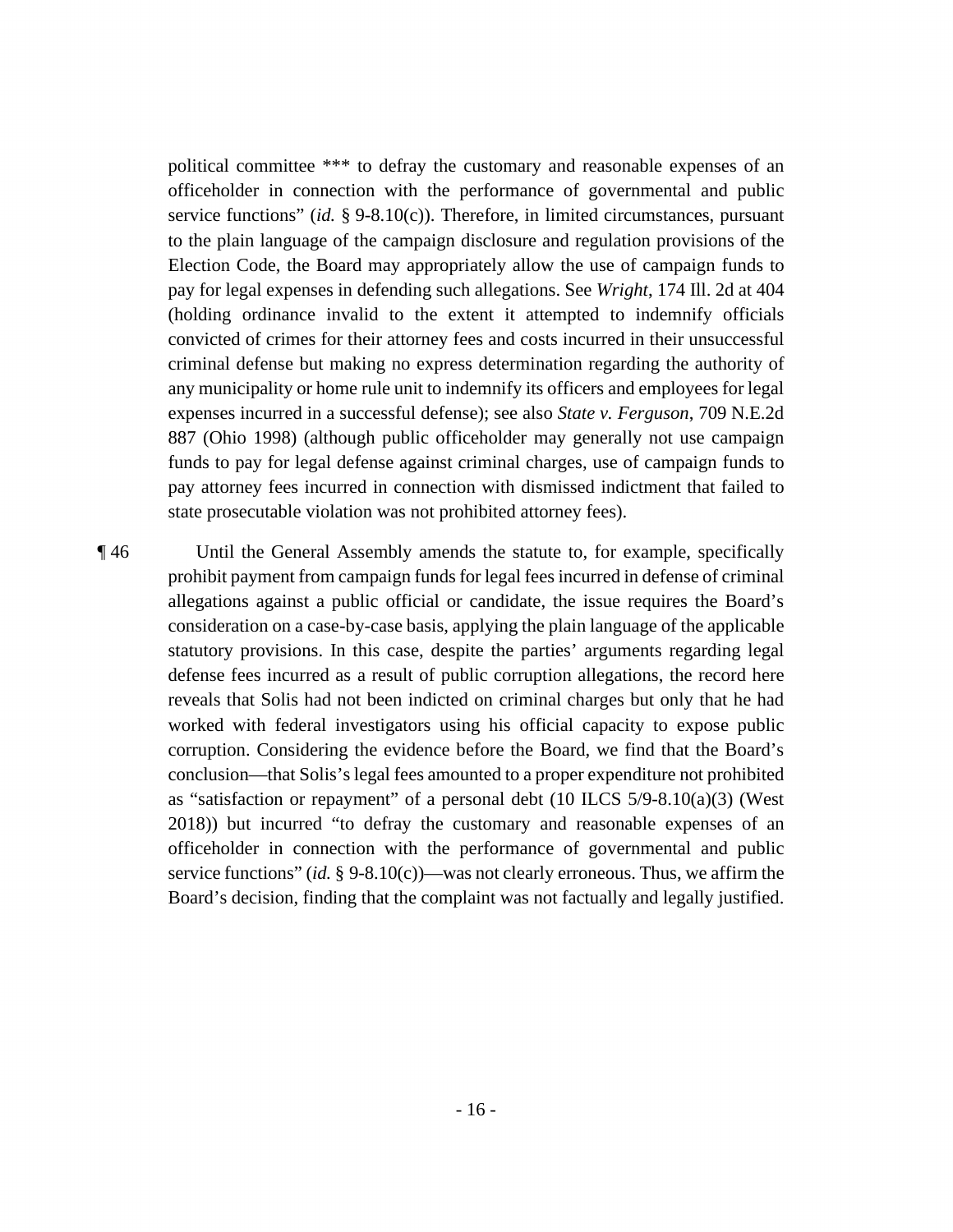political committee *** to defray the customary and reasonable expenses of an officeholder in connection with the performance of governmental and public service functions" (*id.* § 9-8.10(c)). Therefore, in limited circumstances, pursuant to the plain language of the campaign disclosure and regulation provisions of the Election Code, the Board may appropriately allow the use of campaign funds to pay for legal expenses in defending such allegations. See *Wright*, 174 Ill. 2d at 404 (holding ordinance invalid to the extent it attempted to indemnify officials convicted of crimes for their attorney fees and costs incurred in their unsuccessful criminal defense but making no express determination regarding the authority of any municipality or home rule unit to indemnify its officers and employees for legal expenses incurred in a successful defense); see also *State v. Ferguson*, 709 N.E.2d 887 (Ohio 1998) (although public officeholder may generally not use campaign funds to pay for legal defense against criminal charges, use of campaign funds to pay attorney fees incurred in connection with dismissed indictment that failed to state prosecutable violation was not prohibited attorney fees).

¶ 46 Until the General Assembly amends the statute to, for example, specifically prohibit payment from campaign funds for legal fees incurred in defense of criminal allegations against a public official or candidate, the issue requires the Board's consideration on a case-by-case basis, applying the plain language of the applicable statutory provisions. In this case, despite the parties' arguments regarding legal defense fees incurred as a result of public corruption allegations, the record here reveals that Solis had not been indicted on criminal charges but only that he had worked with federal investigators using his official capacity to expose public corruption. Considering the evidence before the Board, we find that the Board's conclusion—that Solis's legal fees amounted to a proper expenditure not prohibited as "satisfaction or repayment" of a personal debt (10 ILCS 5/9-8.10(a)(3) (West 2018)) but incurred "to defray the customary and reasonable expenses of an officeholder in connection with the performance of governmental and public service functions" (*id.* § 9-8.10(c))—was not clearly erroneous. Thus, we affirm the Board's decision, finding that the complaint was not factually and legally justified.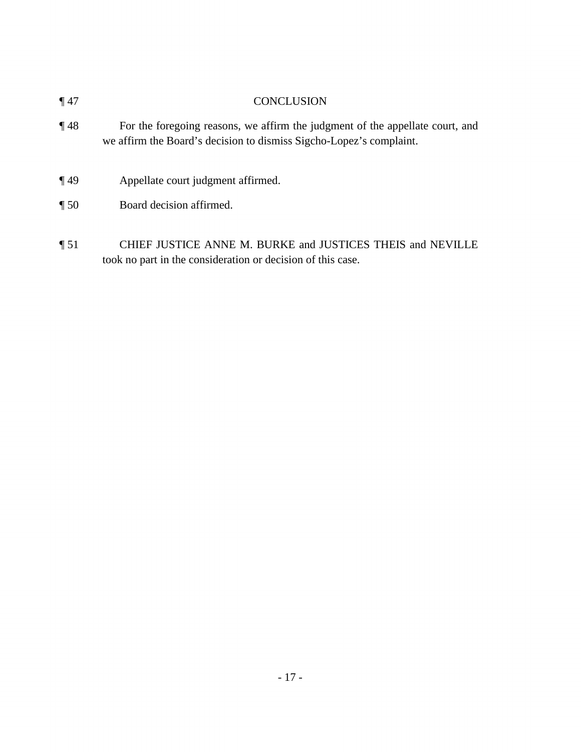¶ 47 CONCLUSION

¶ 48 For the foregoing reasons, we affirm the judgment of the appellate court, and we affirm the Board's decision to dismiss Sigcho-Lopez's complaint.

¶ 49 Appellate court judgment affirmed.

¶ 50 Board decision affirmed.

¶ 51 CHIEF JUSTICE ANNE M. BURKE and JUSTICES THEIS and NEVILLE took no part in the consideration or decision of this case.